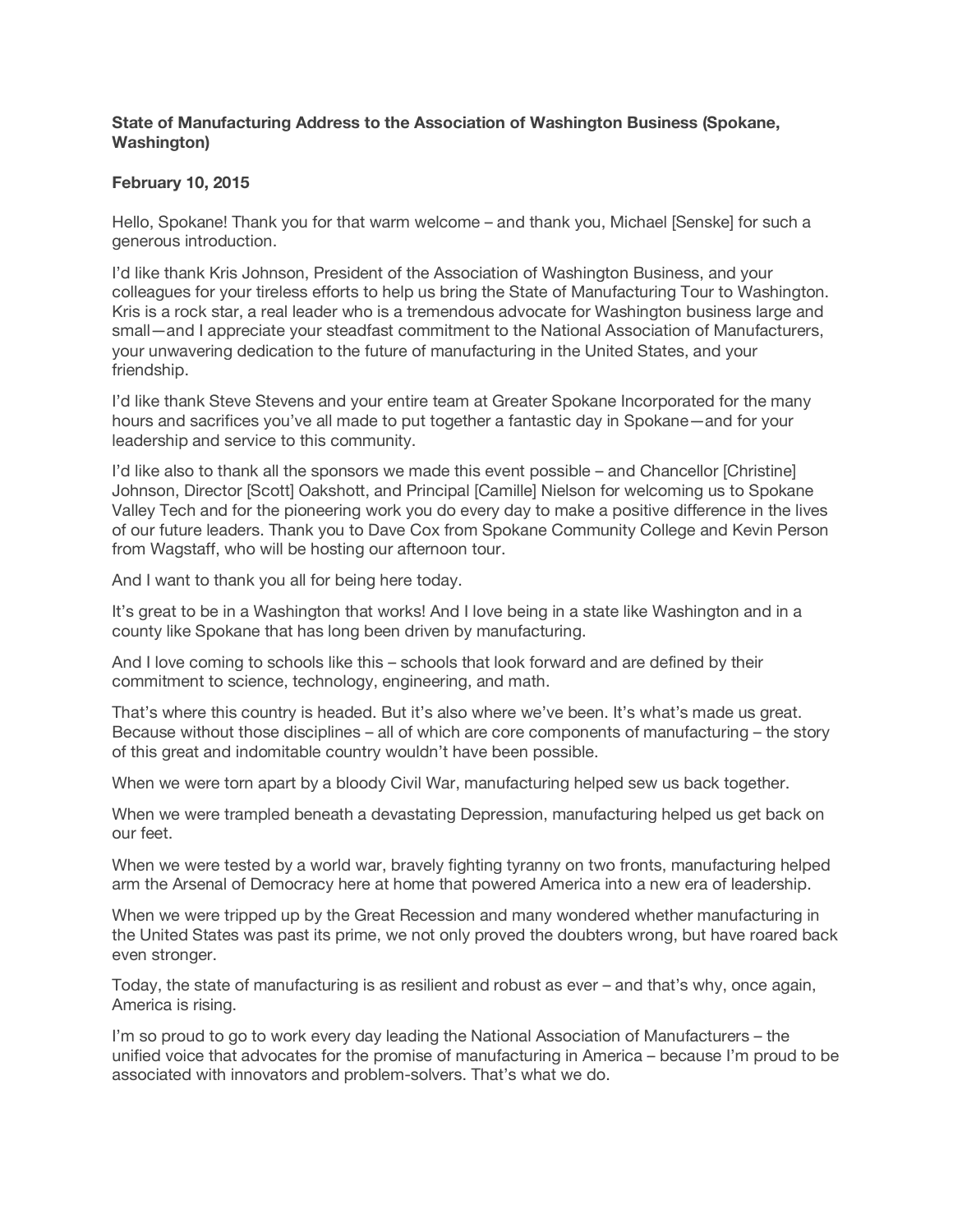**State of Manufacturing Address to the Association of Washington Business (Spokane, Washington)**

**February 10, 2015**

Hello, Spokane! Thank you for that warm welcome – and thank you, Michael [Senske] for such a generous introduction.

I'd like thank Kris Johnson, President of the Association of Washington Business, and your colleagues for your tireless efforts to help us bring the State of Manufacturing Tour to Washington. Kris is a rock star, a real leader who is a tremendous advocate for Washington business large and small—and I appreciate your steadfast commitment to the National Association of Manufacturers, your unwavering dedication to the future of manufacturing in the United States, and your friendship.

I'd like thank Steve Stevens and your entire team at Greater Spokane Incorporated for the many hours and sacrifices you've all made to put together a fantastic day in Spokane—and for your leadership and service to this community.

I'd like also to thank all the sponsors we made this event possible – and Chancellor [Christine] Johnson, Director [Scott] Oakshott, and Principal [Camille] Nielson for welcoming us to Spokane Valley Tech and for the pioneering work you do every day to make a positive difference in the lives of our future leaders. Thank you to Dave Cox from Spokane Community College and Kevin Person from Wagstaff, who will be hosting our afternoon tour.

And I want to thank you all for being here today.

It's great to be in a Washington that works! And I love being in a state like Washington and in a county like Spokane that has long been driven by manufacturing.

And I love coming to schools like this – schools that look forward and are defined by their commitment to science, technology, engineering, and math.

That's where this country is headed. But it's also where we've been. It's what's made us great. Because without those disciplines – all of which are core components of manufacturing – the story of this great and indomitable country wouldn't have been possible.

When we were torn apart by a bloody Civil War, manufacturing helped sew us back together.

When we were trampled beneath a devastating Depression, manufacturing helped us get back on our feet.

When we were tested by a world war, bravely fighting tyranny on two fronts, manufacturing helped arm the Arsenal of Democracy here at home that powered America into a new era of leadership.

When we were tripped up by the Great Recession and many wondered whether manufacturing in the United States was past its prime, we not only proved the doubters wrong, but have roared back even stronger.

Today, the state of manufacturing is as resilient and robust as ever – and that's why, once again, America is rising.

I'm so proud to go to work every day leading the National Association of Manufacturers – the unified voice that advocates for the promise of manufacturing in America – because I'm proud to be associated with innovators and problem-solvers. That's what we do.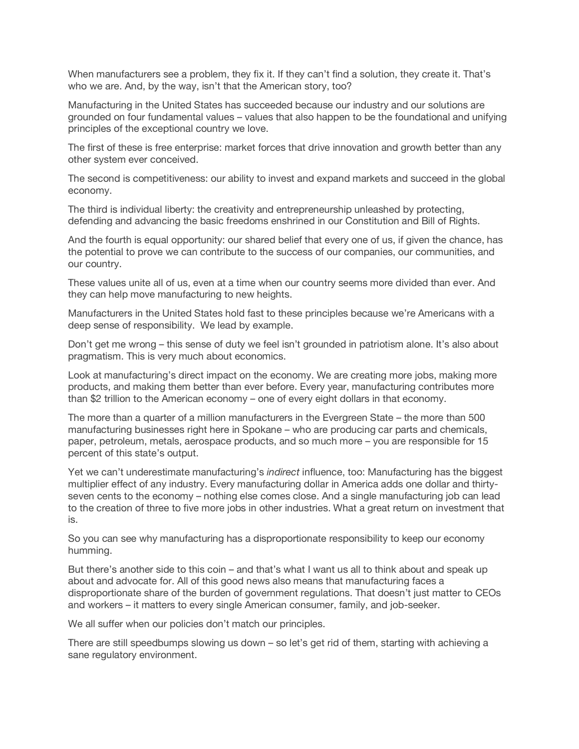When manufacturers see a problem, they fix it. If they can't find a solution, they create it. That's who we are. And, by the way, isn't that the American story, too?

Manufacturing in the United States has succeeded because our industry and our solutions are grounded on four fundamental values – values that also happen to be the foundational and unifying principles of the exceptional country we love.

The first of these is free enterprise: market forces that drive innovation and growth better than any other system ever conceived.

The second is competitiveness: our ability to invest and expand markets and succeed in the global economy.

The third is individual liberty: the creativity and entrepreneurship unleashed by protecting, defending and advancing the basic freedoms enshrined in our Constitution and Bill of Rights.

And the fourth is equal opportunity: our shared belief that every one of us, if given the chance, has the potential to prove we can contribute to the success of our companies, our communities, and our country.

These values unite all of us, even at a time when our country seems more divided than ever. And they can help move manufacturing to new heights.

Manufacturers in the United States hold fast to these principles because we're Americans with a deep sense of responsibility. We lead by example.

Don't get me wrong – this sense of duty we feel isn't grounded in patriotism alone. It's also about pragmatism. This is very much about economics.

Look at manufacturing's direct impact on the economy. We are creating more jobs, making more products, and making them better than ever before. Every year, manufacturing contributes more than $2 trillion to the American economy – one of every eight dollars in that economy.

The more than a quarter of a million manufacturers in the Evergreen State – the more than 500 manufacturing businesses right here in Spokane – who are producing car parts and chemicals, paper, petroleum, metals, aerospace products, and so much more – you are responsible for 15 percent of this state's output.

Yet we can't underestimate manufacturing's *indirect* influence, too: Manufacturing has the biggest multiplier effect of any industry. Every manufacturing dollar in America adds one dollar and thirty-seven cents to the economy – nothing else comes close. And a single manufacturing job can lead to the creation of three to five more jobs in other industries. What a great return on investment that is.

So you can see why manufacturing has a disproportionate responsibility to keep our economy humming.

But there's another side to this coin – and that's what I want us all to think about and speak up about and advocate for. All of this good news also means that manufacturing faces a disproportionate share of the burden of government regulations. That doesn't just matter to CEOs and workers – it matters to every single American consumer, family, and job-seeker.

We all suffer when our policies don't match our principles.

There are still speedbumps slowing us down – so let's get rid of them, starting with achieving a sane regulatory environment.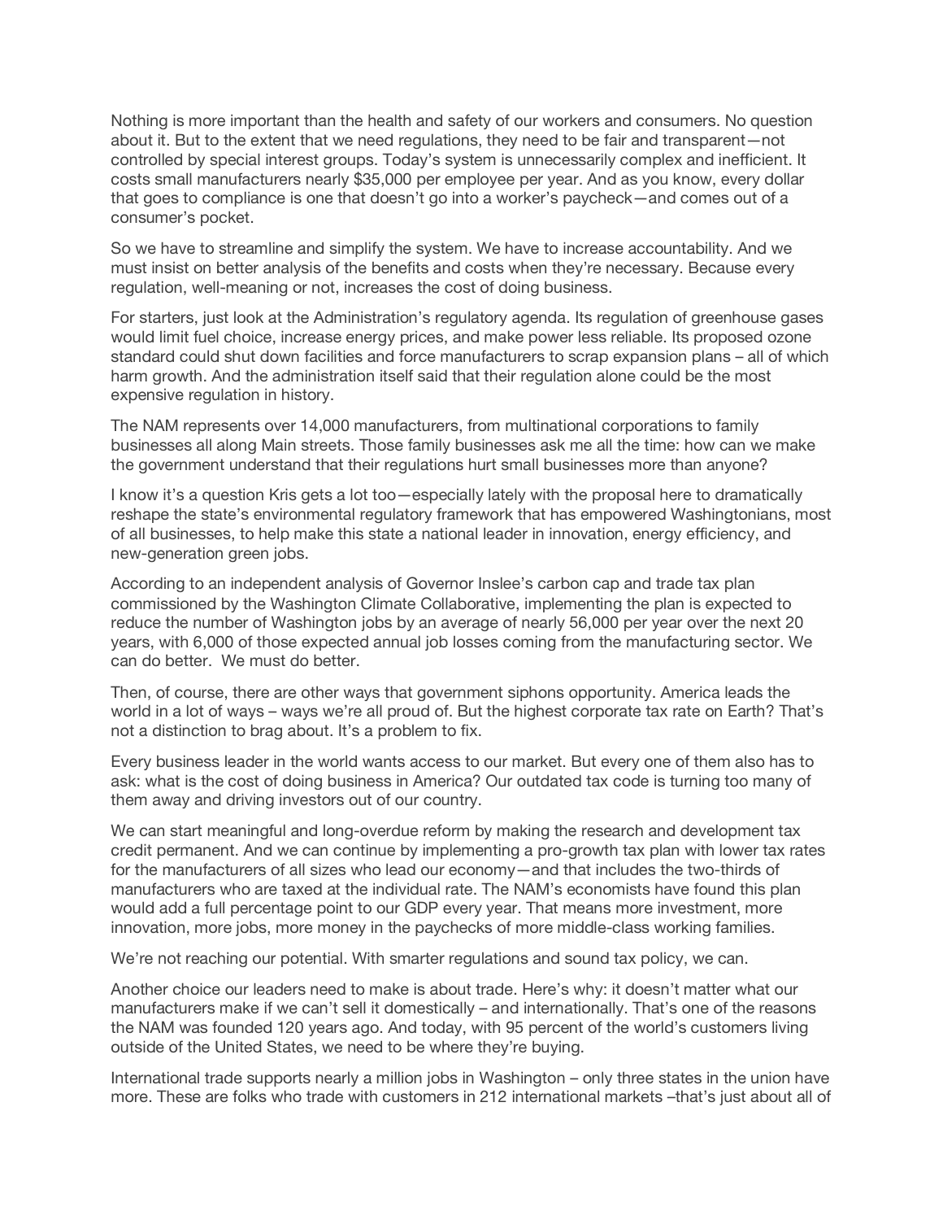Nothing is more important than the health and safety of our workers and consumers. No question about it. But to the extent that we need regulations, they need to be fair and transparent—not controlled by special interest groups. Today's system is unnecessarily complex and inefficient. It costs small manufacturers nearly $35,000 per employee per year. And as you know, every dollar that goes to compliance is one that doesn't go into a worker's paycheck—and comes out of a consumer's pocket.

So we have to streamline and simplify the system. We have to increase accountability. And we must insist on better analysis of the benefits and costs when they're necessary. Because every regulation, well-meaning or not, increases the cost of doing business.

For starters, just look at the Administration's regulatory agenda. Its regulation of greenhouse gases would limit fuel choice, increase energy prices, and make power less reliable. Its proposed ozone standard could shut down facilities and force manufacturers to scrap expansion plans – all of which harm growth. And the administration itself said that their regulation alone could be the most expensive regulation in history.

The NAM represents over 14,000 manufacturers, from multinational corporations to family businesses all along Main streets. Those family businesses ask me all the time: how can we make the government understand that their regulations hurt small businesses more than anyone?

I know it's a question Kris gets a lot too—especially lately with the proposal here to dramatically reshape the state's environmental regulatory framework that has empowered Washingtonians, most of all businesses, to help make this state a national leader in innovation, energy efficiency, and new-generation green jobs.

According to an independent analysis of Governor Inslee's carbon cap and trade tax plan commissioned by the Washington Climate Collaborative, implementing the plan is expected to reduce the number of Washington jobs by an average of nearly 56,000 per year over the next 20 years, with 6,000 of those expected annual job losses coming from the manufacturing sector. We can do better. We must do better.

Then, of course, there are other ways that government siphons opportunity. America leads the world in a lot of ways – ways we're all proud of. But the highest corporate tax rate on Earth? That's not a distinction to brag about. It's a problem to fix.

Every business leader in the world wants access to our market. But every one of them also has to ask: what is the cost of doing business in America? Our outdated tax code is turning too many of them away and driving investors out of our country.

We can start meaningful and long-overdue reform by making the research and development tax credit permanent. And we can continue by implementing a pro-growth tax plan with lower tax rates for the manufacturers of all sizes who lead our economy—and that includes the two-thirds of manufacturers who are taxed at the individual rate. The NAM's economists have found this plan would add a full percentage point to our GDP every year. That means more investment, more innovation, more jobs, more money in the paychecks of more middle-class working families.

We're not reaching our potential. With smarter regulations and sound tax policy, we can.

Another choice our leaders need to make is about trade. Here's why: it doesn't matter what our manufacturers make if we can't sell it domestically – and internationally. That's one of the reasons the NAM was founded 120 years ago. And today, with 95 percent of the world's customers living outside of the United States, we need to be where they're buying.

International trade supports nearly a million jobs in Washington – only three states in the union have more. These are folks who trade with customers in 212 international markets –that's just about all of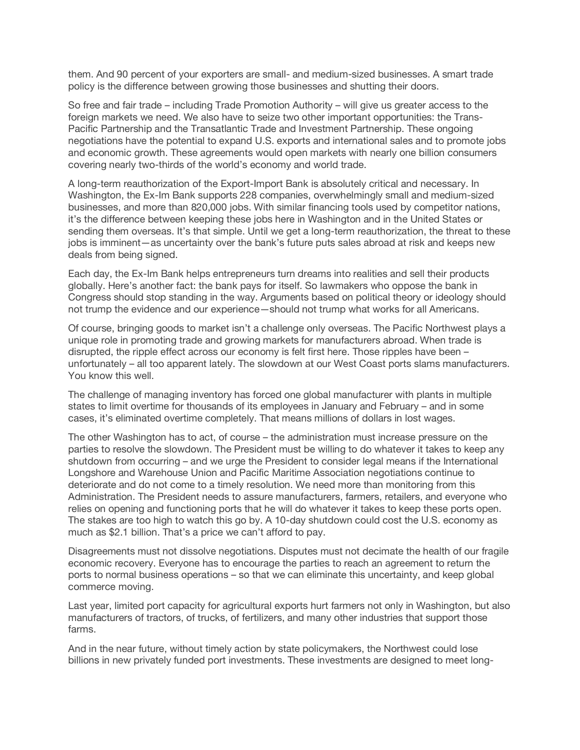them. And 90 percent of your exporters are small- and medium-sized businesses. A smart trade policy is the difference between growing those businesses and shutting their doors.

So free and fair trade – including Trade Promotion Authority – will give us greater access to the foreign markets we need. We also have to seize two other important opportunities: the Trans-Pacific Partnership and the Transatlantic Trade and Investment Partnership. These ongoing negotiations have the potential to expand U.S. exports and international sales and to promote jobs and economic growth. These agreements would open markets with nearly one billion consumers covering nearly two-thirds of the world's economy and world trade.

A long-term reauthorization of the Export-Import Bank is absolutely critical and necessary. In Washington, the Ex-Im Bank supports 228 companies, overwhelmingly small and medium-sized businesses, and more than 820,000 jobs. With similar financing tools used by competitor nations, it's the difference between keeping these jobs here in Washington and in the United States or sending them overseas. It's that simple. Until we get a long-term reauthorization, the threat to these jobs is imminent—as uncertainty over the bank's future puts sales abroad at risk and keeps new deals from being signed.

Each day, the Ex-Im Bank helps entrepreneurs turn dreams into realities and sell their products globally. Here's another fact: the bank pays for itself. So lawmakers who oppose the bank in Congress should stop standing in the way. Arguments based on political theory or ideology should not trump the evidence and our experience—should not trump what works for all Americans.

Of course, bringing goods to market isn't a challenge only overseas. The Pacific Northwest plays a unique role in promoting trade and growing markets for manufacturers abroad. When trade is disrupted, the ripple effect across our economy is felt first here. Those ripples have been – unfortunately – all too apparent lately. The slowdown at our West Coast ports slams manufacturers. You know this well.

The challenge of managing inventory has forced one global manufacturer with plants in multiple states to limit overtime for thousands of its employees in January and February – and in some cases, it's eliminated overtime completely. That means millions of dollars in lost wages.

The other Washington has to act, of course – the administration must increase pressure on the parties to resolve the slowdown. The President must be willing to do whatever it takes to keep any shutdown from occurring – and we urge the President to consider legal means if the International Longshore and Warehouse Union and Pacific Maritime Association negotiations continue to deteriorate and do not come to a timely resolution. We need more than monitoring from this Administration. The President needs to assure manufacturers, farmers, retailers, and everyone who relies on opening and functioning ports that he will do whatever it takes to keep these ports open. The stakes are too high to watch this go by. A 10-day shutdown could cost the U.S. economy as much as $2.1 billion. That's a price we can't afford to pay.

Disagreements must not dissolve negotiations. Disputes must not decimate the health of our fragile economic recovery. Everyone has to encourage the parties to reach an agreement to return the ports to normal business operations – so that we can eliminate this uncertainty, and keep global commerce moving.

Last year, limited port capacity for agricultural exports hurt farmers not only in Washington, but also manufacturers of tractors, of trucks, of fertilizers, and many other industries that support those farms.

And in the near future, without timely action by state policymakers, the Northwest could lose billions in new privately funded port investments. These investments are designed to meet long-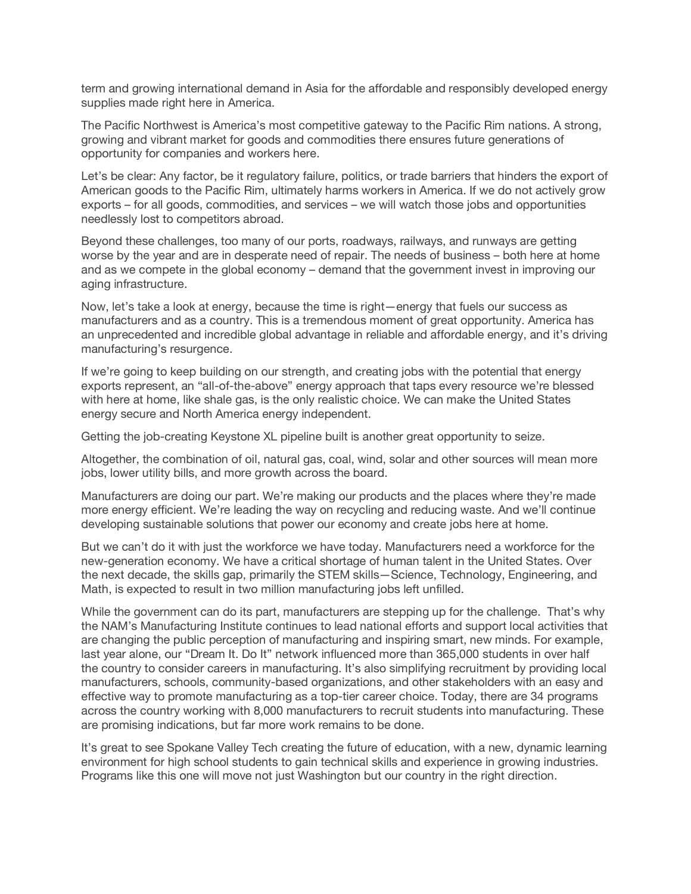term and growing international demand in Asia for the affordable and responsibly developed energy supplies made right here in America.

The Pacific Northwest is America's most competitive gateway to the Pacific Rim nations. A strong, growing and vibrant market for goods and commodities there ensures future generations of opportunity for companies and workers here.

Let's be clear: Any factor, be it regulatory failure, politics, or trade barriers that hinders the export of American goods to the Pacific Rim, ultimately harms workers in America. If we do not actively grow exports – for all goods, commodities, and services – we will watch those jobs and opportunities needlessly lost to competitors abroad.

Beyond these challenges, too many of our ports, roadways, railways, and runways are getting worse by the year and are in desperate need of repair. The needs of business – both here at home and as we compete in the global economy – demand that the government invest in improving our aging infrastructure.

Now, let's take a look at energy, because the time is right—energy that fuels our success as manufacturers and as a country. This is a tremendous moment of great opportunity. America has an unprecedented and incredible global advantage in reliable and affordable energy, and it's driving manufacturing's resurgence.

If we're going to keep building on our strength, and creating jobs with the potential that energy exports represent, an "all-of-the-above" energy approach that taps every resource we're blessed with here at home, like shale gas, is the only realistic choice. We can make the United States energy secure and North America energy independent.

Getting the job-creating Keystone XL pipeline built is another great opportunity to seize.

Altogether, the combination of oil, natural gas, coal, wind, solar and other sources will mean more jobs, lower utility bills, and more growth across the board.

Manufacturers are doing our part. We're making our products and the places where they're made more energy efficient. We're leading the way on recycling and reducing waste. And we'll continue developing sustainable solutions that power our economy and create jobs here at home.

But we can't do it with just the workforce we have today. Manufacturers need a workforce for the new-generation economy. We have a critical shortage of human talent in the United States. Over the next decade, the skills gap, primarily the STEM skills—Science, Technology, Engineering, and Math, is expected to result in two million manufacturing jobs left unfilled.

While the government can do its part, manufacturers are stepping up for the challenge. That's why the NAM's Manufacturing Institute continues to lead national efforts and support local activities that are changing the public perception of manufacturing and inspiring smart, new minds. For example, last year alone, our "Dream It. Do It" network influenced more than 365,000 students in over half the country to consider careers in manufacturing. It's also simplifying recruitment by providing local manufacturers, schools, community-based organizations, and other stakeholders with an easy and effective way to promote manufacturing as a top-tier career choice. Today, there are 34 programs across the country working with 8,000 manufacturers to recruit students into manufacturing. These are promising indications, but far more work remains to be done.

It's great to see Spokane Valley Tech creating the future of education, with a new, dynamic learning environment for high school students to gain technical skills and experience in growing industries. Programs like this one will move not just Washington but our country in the right direction.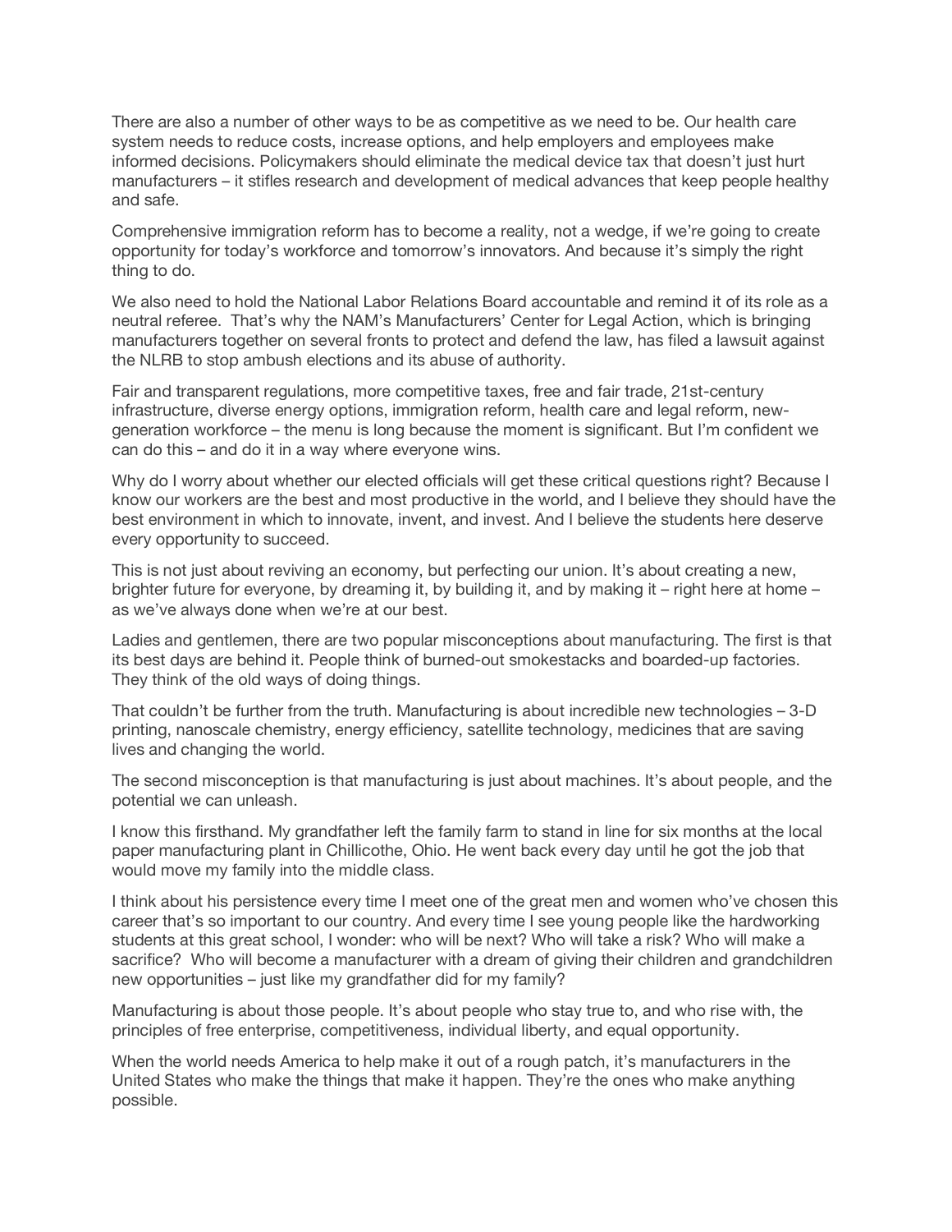There are also a number of other ways to be as competitive as we need to be. Our health care system needs to reduce costs, increase options, and help employers and employees make informed decisions. Policymakers should eliminate the medical device tax that doesn't just hurt manufacturers – it stifles research and development of medical advances that keep people healthy and safe.

Comprehensive immigration reform has to become a reality, not a wedge, if we're going to create opportunity for today's workforce and tomorrow's innovators. And because it's simply the right thing to do.

We also need to hold the National Labor Relations Board accountable and remind it of its role as a neutral referee. That's why the NAM's Manufacturers' Center for Legal Action, which is bringing manufacturers together on several fronts to protect and defend the law, has filed a lawsuit against the NLRB to stop ambush elections and its abuse of authority.

Fair and transparent regulations, more competitive taxes, free and fair trade, 21st-century infrastructure, diverse energy options, immigration reform, health care and legal reform, new-generation workforce – the menu is long because the moment is significant. But I'm confident we can do this – and do it in a way where everyone wins.

Why do I worry about whether our elected officials will get these critical questions right? Because I know our workers are the best and most productive in the world, and I believe they should have the best environment in which to innovate, invent, and invest. And I believe the students here deserve every opportunity to succeed.

This is not just about reviving an economy, but perfecting our union. It's about creating a new, brighter future for everyone, by dreaming it, by building it, and by making it – right here at home – as we've always done when we're at our best.

Ladies and gentlemen, there are two popular misconceptions about manufacturing. The first is that its best days are behind it. People think of burned-out smokestacks and boarded-up factories. They think of the old ways of doing things.

That couldn't be further from the truth. Manufacturing is about incredible new technologies – 3-D printing, nanoscale chemistry, energy efficiency, satellite technology, medicines that are saving lives and changing the world.

The second misconception is that manufacturing is just about machines. It's about people, and the potential we can unleash.

I know this firsthand. My grandfather left the family farm to stand in line for six months at the local paper manufacturing plant in Chillicothe, Ohio. He went back every day until he got the job that would move my family into the middle class.

I think about his persistence every time I meet one of the great men and women who've chosen this career that's so important to our country. And every time I see young people like the hardworking students at this great school, I wonder: who will be next? Who will take a risk? Who will make a sacrifice? Who will become a manufacturer with a dream of giving their children and grandchildren new opportunities – just like my grandfather did for my family?

Manufacturing is about those people. It's about people who stay true to, and who rise with, the principles of free enterprise, competitiveness, individual liberty, and equal opportunity.

When the world needs America to help make it out of a rough patch, it's manufacturers in the United States who make the things that make it happen. They're the ones who make anything possible.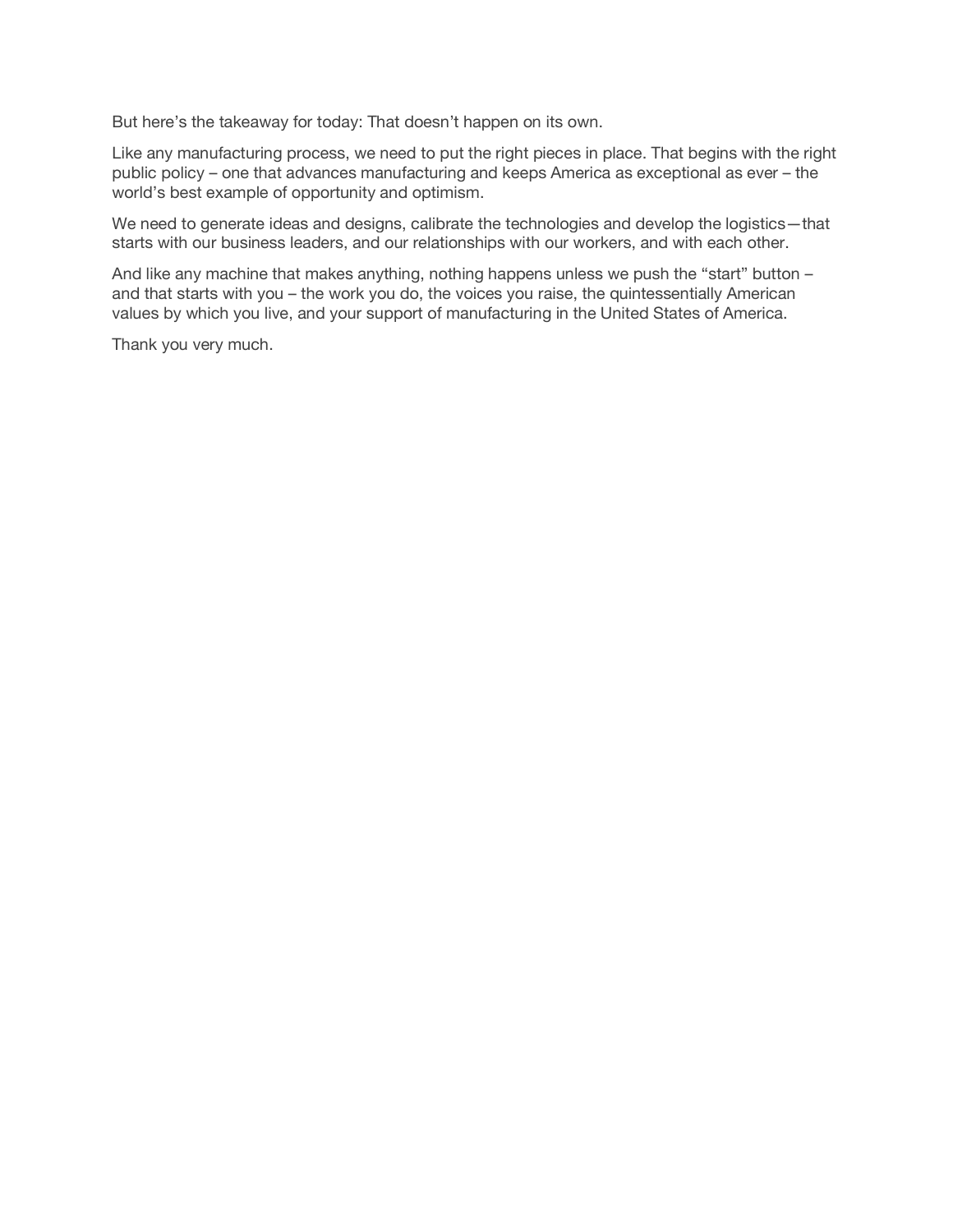But here's the takeaway for today: That doesn't happen on its own.

Like any manufacturing process, we need to put the right pieces in place. That begins with the right public policy – one that advances manufacturing and keeps America as exceptional as ever – the world's best example of opportunity and optimism.

We need to generate ideas and designs, calibrate the technologies and develop the logistics—that starts with our business leaders, and our relationships with our workers, and with each other.

And like any machine that makes anything, nothing happens unless we push the "start" button – and that starts with you – the work you do, the voices you raise, the quintessentially American values by which you live, and your support of manufacturing in the United States of America.

Thank you very much.